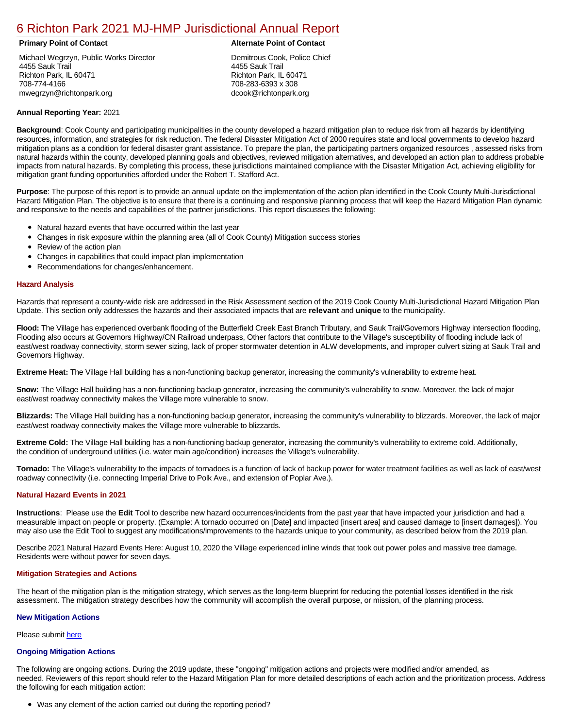# 6 Richton Park 2021 MJ-HMP Jurisdictional Annual Report

**Primary Point of Contact**

Michael Wegrzyn, Public Works Director
4455 Sauk Trail
Richton Park, IL 60471
708-774-4166
mwegrzyn@richtonpark.org

**Alternate Point of Contact**

Demitrous Cook, Police Chief
4455 Sauk Trail
Richton Park, IL 60471
708-283-6393 x 308
dcook@richtonpark.org

**Annual Reporting Year:** 2021

**Background**: Cook County and participating municipalities in the county developed a hazard mitigation plan to reduce risk from all hazards by identifying resources, information, and strategies for risk reduction. The federal Disaster Mitigation Act of 2000 requires state and local governments to develop hazard mitigation plans as a condition for federal disaster grant assistance. To prepare the plan, the participating partners organized resources , assessed risks from natural hazards within the county, developed planning goals and objectives, reviewed mitigation alternatives, and developed an action plan to address probable impacts from natural hazards. By completing this process, these jurisdictions maintained compliance with the Disaster Mitigation Act, achieving eligibility for mitigation grant funding opportunities afforded under the Robert T. Stafford Act.

**Purpose**: The purpose of this report is to provide an annual update on the implementation of the action plan identified in the Cook County Multi-Jurisdictional Hazard Mitigation Plan. The objective is to ensure that there is a continuing and responsive planning process that will keep the Hazard Mitigation Plan dynamic and responsive to the needs and capabilities of the partner jurisdictions. This report discusses the following:

- Natural hazard events that have occurred within the last year
- Changes in risk exposure within the planning area (all of Cook County) Mitigation success stories
- Review of the action plan
- Changes in capabilities that could impact plan implementation
- Recommendations for changes/enhancement.

### Hazard Analysis

Hazards that represent a county-wide risk are addressed in the Risk Assessment section of the 2019 Cook County Multi-Jurisdictional Hazard Mitigation Plan Update. This section only addresses the hazards and their associated impacts that are **relevant** and **unique** to the municipality.

**Flood:** The Village has experienced overbank flooding of the Butterfield Creek East Branch Tributary, and Sauk Trail/Governors Highway intersection flooding, Flooding also occurs at Governors Highway/CN Railroad underpass, Other factors that contribute to the Village's susceptibility of flooding include lack of east/west roadway connectivity, storm sewer sizing, lack of proper stormwater detention in ALW developments, and improper culvert sizing at Sauk Trail and Governors Highway.

**Extreme Heat:** The Village Hall building has a non-functioning backup generator, increasing the community's vulnerability to extreme heat.

**Snow:** The Village Hall building has a non-functioning backup generator, increasing the community's vulnerability to snow. Moreover, the lack of major east/west roadway connectivity makes the Village more vulnerable to snow.

**Blizzards:** The Village Hall building has a non-functioning backup generator, increasing the community's vulnerability to blizzards. Moreover, the lack of major east/west roadway connectivity makes the Village more vulnerable to blizzards.

**Extreme Cold:** The Village Hall building has a non-functioning backup generator, increasing the community's vulnerability to extreme cold. Additionally, the condition of underground utilities (i.e. water main age/condition) increases the Village's vulnerability.

**Tornado:** The Village's vulnerability to the impacts of tornadoes is a function of lack of backup power for water treatment facilities as well as lack of east/west roadway connectivity (i.e. connecting Imperial Drive to Polk Ave., and extension of Poplar Ave.).

### Natural Hazard Events in 2021

**Instructions**: Please use the **Edit** Tool to describe new hazard occurrences/incidents from the past year that have impacted your jurisdiction and had a measurable impact on people or property. (Example: A tornado occurred on [Date] and impacted [insert area] and caused damage to [insert damages]). You may also use the Edit Tool to suggest any modifications/improvements to the hazards unique to your community, as described below from the 2019 plan.

Describe 2021 Natural Hazard Events Here: August 10, 2020 the Village experienced inline winds that took out power poles and massive tree damage. Residents were without power for seven days.

### Mitigation Strategies and Actions

The heart of the mitigation plan is the mitigation strategy, which serves as the long-term blueprint for reducing the potential losses identified in the risk assessment. The mitigation strategy describes how the community will accomplish the overall purpose, or mission, of the planning process.

#### New Mitigation Actions

Please submit here

#### Ongoing Mitigation Actions

The following are ongoing actions. During the 2019 update, these "ongoing" mitigation actions and projects were modified and/or amended, as needed. Reviewers of this report should refer to the Hazard Mitigation Plan for more detailed descriptions of each action and the prioritization process. Address the following for each mitigation action:

- Was any element of the action carried out during the reporting period?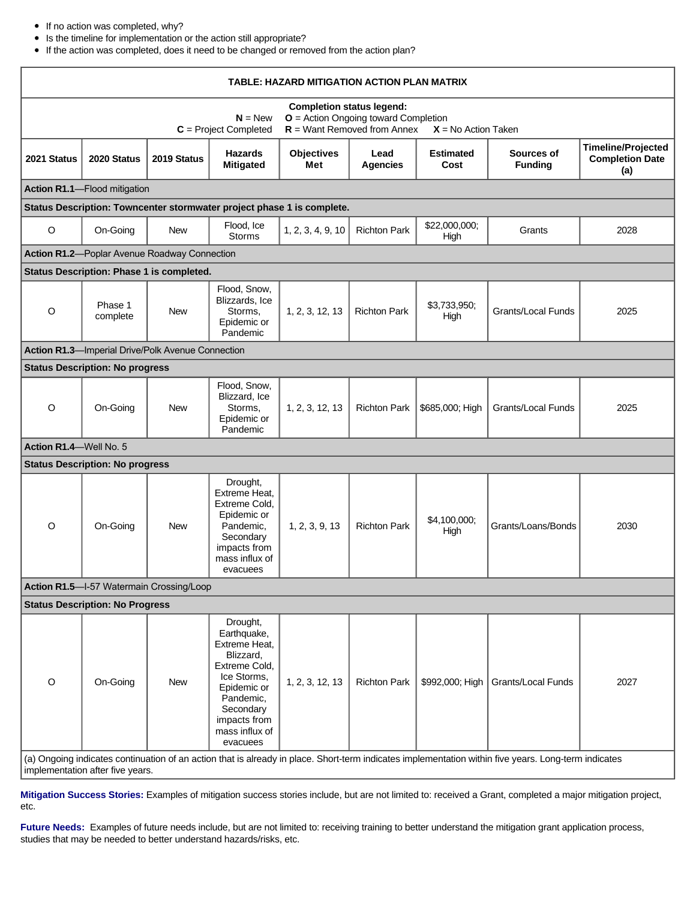- If no action was completed, why?
- Is the timeline for implementation or the action still appropriate?
- If the action was completed, does it need to be changed or removed from the action plan?

**TABLE: HAZARD MITIGATION ACTION PLAN MATRIX**

**Completion status legend:**
**N** = New **O** = Action Ongoing toward Completion
**C** = Project Completed **R** = Want Removed from Annex **X** = No Action Taken

| 2021 Status | 2020 Status | 2019 Status | Hazards Mitigated | Objectives Met | Lead Agencies | Estimated Cost | Sources of Funding | Timeline/Projected Completion Date (a) |
|---|---|---|---|---|---|---|---|---|
| **Action R1.1**—Flood mitigation | | | | | | | | |
| **Status Description: Towncenter stormwater project phase 1 is complete.** | | | | | | | | |
| O | On-Going | New | Flood, Ice Storms | 1, 2, 3, 4, 9, 10 | Richton Park | $22,000,000; High | Grants | 2028 |
| **Action R1.2**—Poplar Avenue Roadway Connection | | | | | | | | |
| **Status Description: Phase 1 is completed.** | | | | | | | | |
| O | Phase 1 complete | New | Flood, Snow, Blizzards, Ice Storms, Epidemic or Pandemic | 1, 2, 3, 12, 13 | Richton Park | $3,733,950; High | Grants/Local Funds | 2025 |
| **Action R1.3**—Imperial Drive/Polk Avenue Connection | | | | | | | | |
| **Status Description: No progress** | | | | | | | | |
| O | On-Going | New | Flood, Snow, Blizzard, Ice Storms, Epidemic or Pandemic | 1, 2, 3, 12, 13 | Richton Park | $685,000; High | Grants/Local Funds | 2025 |
| **Action R1.4**—Well No. 5 | | | | | | | | |
| **Status Description: No progress** | | | | | | | | |
| O | On-Going | New | Drought, Extreme Heat, Extreme Cold, Epidemic or Pandemic, Secondary impacts from mass influx of evacuees | 1, 2, 3, 9, 13 | Richton Park | $4,100,000; High | Grants/Loans/Bonds | 2030 |
| **Action R1.5**—I-57 Watermain Crossing/Loop | | | | | | | | |
| **Status Description: No Progress** | | | | | | | | |
| O | On-Going | New | Drought, Earthquake, Extreme Heat, Blizzard, Extreme Cold, Ice Storms, Epidemic or Pandemic, Secondary impacts from mass influx of evacuees | 1, 2, 3, 12, 13 | Richton Park | $992,000; High | Grants/Local Funds | 2027 |

(a) Ongoing indicates continuation of an action that is already in place. Short-term indicates implementation within five years. Long-term indicates implementation after five years.

**Mitigation Success Stories:** Examples of mitigation success stories include, but are not limited to: received a Grant, completed a major mitigation project, etc.

**Future Needs:** Examples of future needs include, but are not limited to: receiving training to better understand the mitigation grant application process, studies that may be needed to better understand hazards/risks, etc.